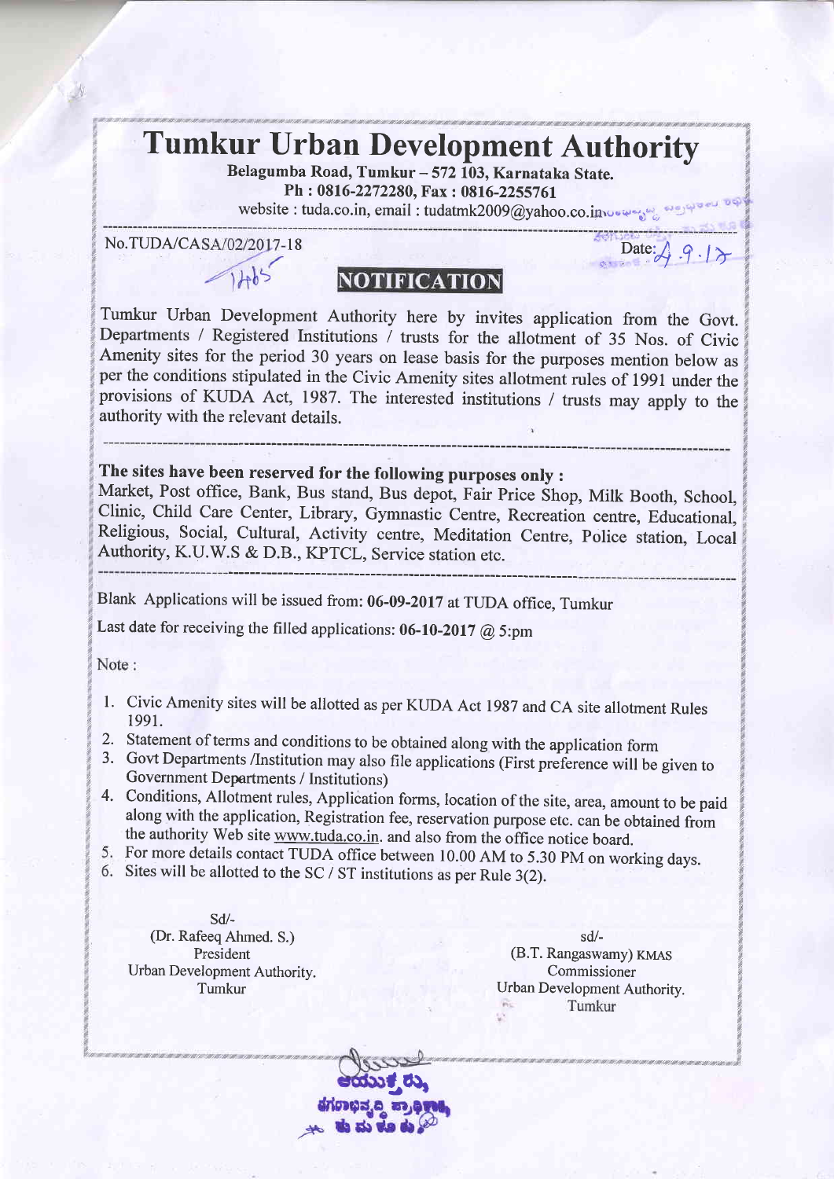# Tumkur Urban Development Authority

**Belagumba Road, Tumkur – 572 103, Karnataka State.**
**Ph : 0816-2272280, Fax : 0816-2255761**
website : tuda.co.in, email : tudatmk2009@yahoo.co.in

No.TUDA/CASA/02/2017-18

1465

Date: 4.9.17

## NOTIFICATION

Tumkur Urban Development Authority here by invites application from the Govt. Departments / Registered Institutions / trusts for the allotment of 35 Nos. of Civic Amenity sites for the period 30 years on lease basis for the purposes mention below as per the conditions stipulated in the Civic Amenity sites allotment rules of 1991 under the provisions of KUDA Act, 1987. The interested institutions / trusts may apply to the authority with the relevant details.

---

**The sites have been reserved for the following purposes only :**
Market, Post office, Bank, Bus stand, Bus depot, Fair Price Shop, Milk Booth, School, Clinic, Child Care Center, Library, Gymnastic Centre, Recreation centre, Educational, Religious, Social, Cultural, Activity centre, Meditation Centre, Police station, Local Authority, K.U.W.S & D.B., KPTCL, Service station etc.

---

Blank Applications will be issued from: **06-09-2017** at TUDA office, Tumkur

Last date for receiving the filled applications: **06-10-2017 @ 5:pm**

Note :

1. Civic Amenity sites will be allotted as per KUDA Act 1987 and CA site allotment Rules 1991.
2. Statement of terms and conditions to be obtained along with the application form
3. Govt Departments /Institution may also file applications (First preference will be given to Government Departments / Institutions)
4. Conditions, Allotment rules, Application forms, location of the site, area, amount to be paid along with the application, Registration fee, reservation purpose etc. can be obtained from the authority Web site www.tuda.co.in. and also from the office notice board.
5. For more details contact TUDA office between 10.00 AM to 5.30 PM on working days.
6. Sites will be allotted to the SC / ST institutions as per Rule 3(2).

Sd/-
(Dr. Rafeeq Ahmed. S.)
President
Urban Development Authority.
Tumkur

sd/-
(B.T. Rangaswamy) KMAS
Commissioner
Urban Development Authority.
Tumkur

ಆಯುಕ್ತರು,
ನಗರಾಭಿವೃದ್ಧಿ ಪ್ರಾಧಿಕಾರ,
ತುಮಕೂರು.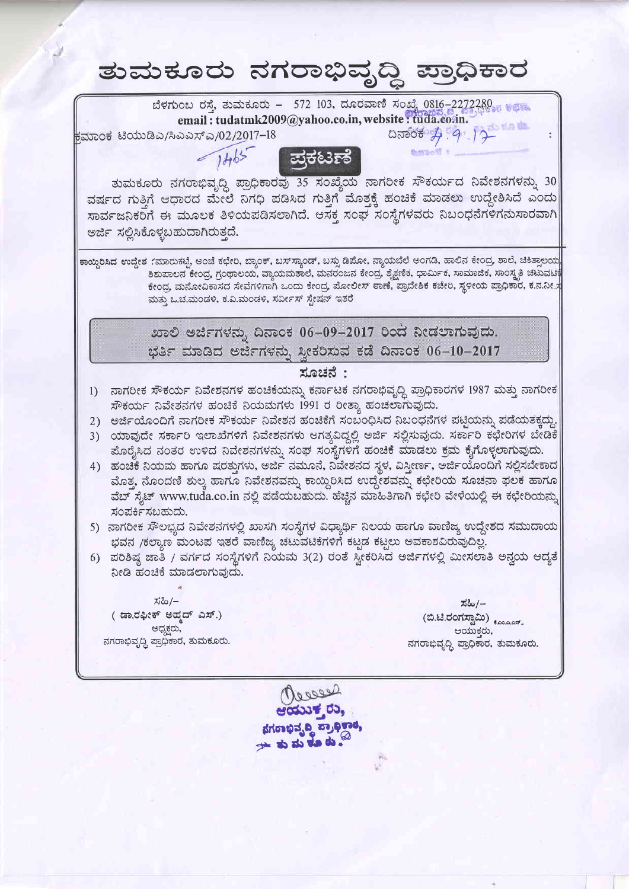# ತುಮಕೂರು ನಗರಾಭಿವೃದ್ಧಿ ಪ್ರಾಧಿಕಾರ

ಬೆಳಗುಂಬ ರಸ್ತೆ, ತುಮಕೂರು – 572 103, ದೂರವಾಣಿ ಸಂಖ್ಯೆ 0816–2272280
**email : tudatmk2009@yahoo.co.in, website : tuda.co.in.**

ಕ್ರಮಾಂಕ ಟಿಯುಡಿಎ/ಸಿಎಎಸ್ಎ/02/2017–18

ದಿನಾಂಕ 4.9.17

1465

## ಪ್ರಕಟಣೆ

ತುಮಕೂರು ನಗರಾಭಿವೃದ್ಧಿ ಪ್ರಾಧಿಕಾರವು 35 ಸಂಖ್ಯೆಯ ನಾಗರೀಕ ಸೌಕರ್ಯದ ನಿವೇಶನಗಳನ್ನು 30 ವರ್ಷದ ಗುತ್ತಿಗೆ ಆಧಾರದ ಮೇಲೆ ನಿಗಧಿ ಪಡಿಸಿದ ಗುತ್ತಿಗೆ ಮೊತ್ತಕ್ಕೆ ಹಂಚಿಕೆ ಮಾಡಲು ಉದ್ದೇಶಿಸಿದೆ ಎಂದು ಸಾರ್ವಜನಿಕರಿಗೆ ಈ ಮೂಲಕ ತಿಳಿಯಪಡಿಸಲಾಗಿದೆ. ಆಸಕ್ತ ಸಂಘ ಸಂಸ್ಥೆಗಳವರು ನಿಬಂಧನೆಗಳಿಗನುಸಾರವಾಗಿ ಅರ್ಜಿ ಸಲ್ಲಿಸಿಕೊಳ್ಳಬಹುದಾಗಿರುತ್ತದೆ.

ಕಾಯ್ದಿರಿಸಿದ ಉದ್ದೇಶ :ಮಾರುಕಟ್ಟೆ, ಅಂಚೆ ಕಛೇರಿ, ಬ್ಯಾಂಕ್, ಬಸ್‌ಸ್ಟಾಂಡ್, ಬಸ್ಸು ಡಿಪೋ, ನ್ಯಾಯಬೆಲೆ ಅಂಗಡಿ, ಹಾಲಿನ ಕೇಂದ್ರ, ಶಾಲೆ, ಚಿಕಿತ್ಸಾಲಯ, ಶಿಶುಪಾಲನ ಕೇಂದ್ರ, ಗ್ರಂಥಾಲಯ, ವ್ಯಾಯಮಶಾಲೆ, ಮನರಂಜನ ಕೇಂದ್ರ, ಶೈಕ್ಷಣಿಕ, ಧಾರ್ಮಿಕ, ಸಾಮಾಜಿಕ, ಸಾಂಸ್ಕೃತಿ ಚಟುವಟಿಕೆ ಕೇಂದ್ರ, ಮನೋವಿಕಾಸದ ಸೇವೆಗಳಿಗಾಗಿ ಒಂದು ಕೇಂದ್ರ, ಪೋಲೀಸ್ ಠಾಣೆ, ಪ್ರಾದೇಶಿಕ ಕಛೇರಿ, ಸ್ಥಳೀಯ ಪ್ರಾಧಿಕಾರ, ಕ.ನ.ನೀ.ಸ ಮತ್ತು ಒ.ಚ.ಮಂಡಳಿ, ಕ.ವಿ.ಮಂಡಳಿ, ಸರ್ವೀಸ್ ಸ್ಟೇಷನ್ ಇತರೆ

**ಖಾಲಿ ಅರ್ಜಿಗಳನ್ನು ದಿನಾಂಕ 06–09–2017 ರಿಂದ ನೀಡಲಾಗುವುದು.**
**ಭರ್ತಿ ಮಾಡಿದ ಅರ್ಜಿಗಳನ್ನು ಸ್ವೀಕರಿಸುವ ಕಡೆ ದಿನಾಂಕ 06–10–2017**

### ಸೂಚನೆ :

1) ನಾಗರೀಕ ಸೌಕರ್ಯ ನಿವೇಶನಗಳ ಹಂಚಿಕೆಯನ್ನು ಕರ್ನಾಟಕ ನಗರಾಭಿವೃದ್ಧಿ ಪ್ರಾಧಿಕಾರಗಳ 1987 ಮತ್ತು ನಾಗರೀಕ ಸೌಕರ್ಯ ನಿವೇಶನಗಳ ಹಂಚಿಕೆ ನಿಯಮಗಳು 1991 ರ ರೀತ್ಯಾ ಹಂಚಲಾಗುವುದು.
2) ಅರ್ಜಿಯೊಂದಿಗೆ ನಾಗರೀಕ ಸೌಕರ್ಯ ನಿವೇಶನ ಹಂಚಿಕೆಗೆ ಸಂಬಂಧಿಸಿದ ನಿಬಂಧನೆಗಳ ಪಟ್ಟಿಯನ್ನು ಪಡೆಯತಕ್ಕದ್ದು.
3) ಯಾವುದೇ ಸರ್ಕಾರಿ ಇಲಾಖೆಗಳಿಗೆ ನಿವೇಶನಗಳು ಅಗತ್ಯವಿದ್ದಲ್ಲಿ ಅರ್ಜಿ ಸಲ್ಲಿಸುವುದು. ಸರ್ಕಾರಿ ಕಛೇರಿಗಳ ಬೇಡಿಕೆ ಪೂರೈಸಿದ ನಂತರ ಉಳಿದ ನಿವೇಶನಗಳನ್ನು ಸಂಘ ಸಂಸ್ಥೆಗಳಿಗೆ ಹಂಚಿಕೆ ಮಾಡಲು ಕ್ರಮ ಕೈಗೊಳ್ಳಲಾಗುವುದು.
4) ಹಂಚಿಕೆ ನಿಯಮ ಹಾಗೂ ಷರತ್ತುಗಳು, ಅರ್ಜಿ ನಮೂನೆ, ನಿವೇಶನದ ಸ್ಥಳ, ವಿಸ್ತೀರ್ಣ, ಅರ್ಜಿಯೊಂದಿಗೆ ಸಲ್ಲಿಸಬೇಕಾದ ಮೊತ್ತ, ನೊಂದಣಿ ಶುಲ್ಕ ಹಾಗೂ ನಿವೇಶನವನ್ನು ಕಾಯ್ದಿರಿಸಿದ ಉದ್ದೇಶವನ್ನು ಕಛೇರಿಯ ಸೂಚನಾ ಫಲಕ ಹಾಗೂ ವೆಬ್ ಸೈಟ್ www.tuda.co.in ನಲ್ಲಿ ಪಡೆಯಬಹುದು. ಹೆಚ್ಚಿನ ಮಾಹಿತಿಗಾಗಿ ಕಛೇರಿ ವೇಳೆಯಲ್ಲಿ ಈ ಕಛೇರಿಯನ್ನು ಸಂಪರ್ಕಿಸಬಹುದು.
5) ನಾಗರೀಕ ಸೌಲಭ್ಯದ ನಿವೇಶನಗಳಲ್ಲಿ ಖಾಸಗಿ ಸಂಸ್ಥೆಗಳ ವಿದ್ಯಾರ್ಥಿ ನಿಲಯ ಹಾಗೂ ವಾಣಿಜ್ಯ ಉದ್ದೇಶದ ಸಮುದಾಯ ಭವನ /ಕಲ್ಯಾಣ ಮಂಟಪ ಇತರೆ ವಾಣಿಜ್ಯ ಚಟುವಟಿಕೆಗಳಿಗೆ ಕಟ್ಟಡ ಕಟ್ಟಲು ಅವಕಾಶವಿರುವುದಿಲ್ಲ.
6) ಪರಿಶಿಷ್ಟ ಜಾತಿ / ವರ್ಗದ ಸಂಸ್ಥೆಗಳಿಗೆ ನಿಯಮ 3(2) ರಂತೆ ಸ್ವೀಕರಿಸಿದ ಅರ್ಜಿಗಳಲ್ಲಿ ಮೀಸಲಾತಿ ಅನ್ವಯ ಆದ್ಯತೆ ನೀಡಿ ಹಂಚಿಕೆ ಮಾಡಲಾಗುವುದು.

ಸಹಿ/–
( ಡಾ.ರಫೀಕ್ ಅಹ್ಮದ್ ಎಸ್.)
ಅಧ್ಯಕ್ಷರು,
ನಗರಾಭಿವೃದ್ಧಿ ಪ್ರಾಧಿಕಾರ, ತುಮಕೂರು.

ಸಹಿ/–
(ಬಿ.ಟಿ.ರಂಗಸ್ವಾಮಿ) ಕೆ.ಎ.ಎಸ್.
ಆಯುಕ್ತರು,
ನಗರಾಭಿವೃದ್ಧಿ ಪ್ರಾಧಿಕಾರ, ತುಮಕೂರು.

ಆಯುಕ್ತರು,
ನಗರಾಭಿವೃದ್ಧಿ ಪ್ರಾಧಿಕಾರ,
ತುಮಕೂರು.